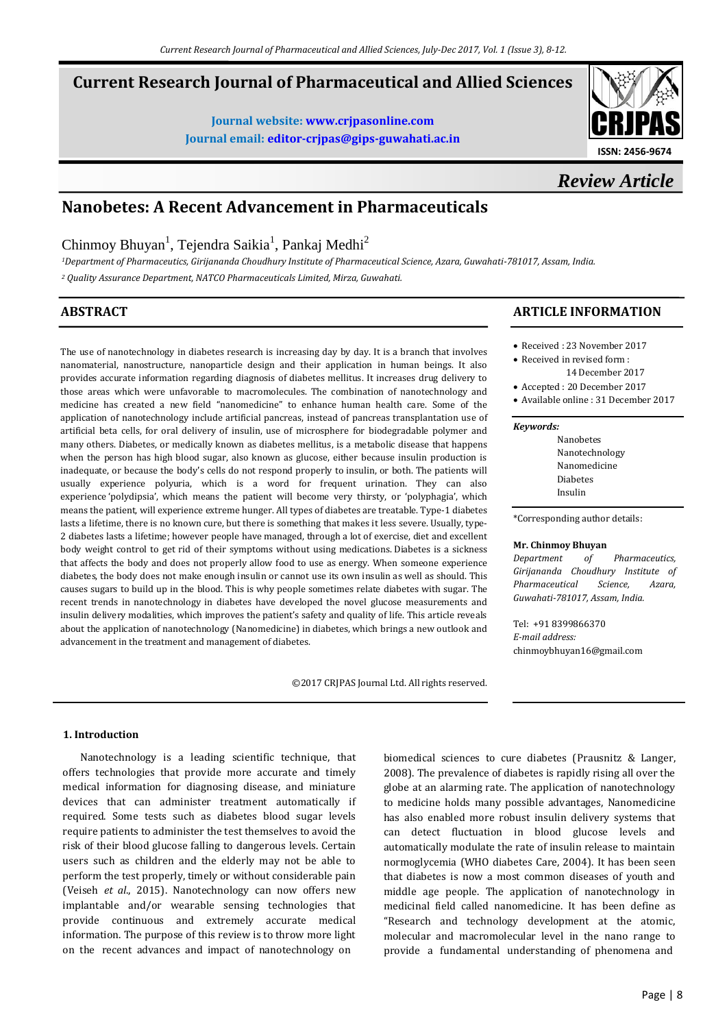# Current Research Journal of Pharmaceutical and Allied Sciences

**Journal website:** www.crjpasonline.com
**Journal email:** editor-crjpas@gips-guwahati.ac.in

ISSN: 2456-9674

*Review Article*

# Nanobetes: A Recent Advancement in Pharmaceuticals

Chinmoy Bhuyan[1], Tejendra Saikia[1], Pankaj Medhi[2]

[1] *Department of Pharmaceutics, Girijananda Choudhury Institute of Pharmaceutical Science, Azara, Guwahati-781017, Assam, India.*

[2] *Quality Assurance Department, NATCO Pharmaceuticals Limited, Mirza, Guwahati.*

## ABSTRACT

The use of nanotechnology in diabetes research is increasing day by day. It is a branch that involves nanomaterial, nanostructure, nanoparticle design and their application in human beings. It also provides accurate information regarding diagnosis of diabetes mellitus. It increases drug delivery to those areas which were unfavorable to macromolecules. The combination of nanotechnology and medicine has created a new field "nanomedicine" to enhance human health care. Some of the application of nanotechnology include artificial pancreas, instead of pancreas transplantation use of artificial beta cells, for oral delivery of insulin, use of microsphere for biodegradable polymer and many others. Diabetes, or medically known as diabetes mellitus, is a metabolic disease that happens when the person has high blood sugar, also known as glucose, either because insulin production is inadequate, or because the body's cells do not respond properly to insulin, or both. The patients will usually experience polyuria, which is a word for frequent urination. They can also experience 'polydipsia', which means the patient will become very thirsty, or 'polyphagia', which means the patient, will experience extreme hunger. All types of diabetes are treatable. Type-1 diabetes lasts a lifetime, there is no known cure, but there is something that makes it less severe. Usually, type-2 diabetes lasts a lifetime; however people have managed, through a lot of exercise, diet and excellent body weight control to get rid of their symptoms without using medications. Diabetes is a sickness that affects the body and does not properly allow food to use as energy. When someone experience diabetes, the body does not make enough insulin or cannot use its own insulin as well as should. This causes sugars to build up in the blood. This is why people sometimes relate diabetes with sugar. The recent trends in nanotechnology in diabetes have developed the novel glucose measurements and insulin delivery modalities, which improves the patient's safety and quality of life. This article reveals about the application of nanotechnology (Nanomedicine) in diabetes, which brings a new outlook and advancement in the treatment and management of diabetes.

©2017 CRJPAS Journal Ltd. All rights reserved.

## ARTICLE INFORMATION

- Received : 23 November 2017
- Received in revised form : 14 December 2017
- Accepted : 20 December 2017
- Available online : 31 December 2017

***Keywords:***

Nanobetes
Nanotechnology
Nanomedicine
Diabetes
Insulin

*Corresponding author details:

**Mr. Chinmoy Bhuyan**
*Department of Pharmaceutics, Girijananda Choudhury Institute of Pharmaceutical Science, Azara, Guwahati-781017, Assam, India.*

Tel: +91 8399866370
*E-mail address:* chinmoybhuyan16@gmail.com

## 1. Introduction

Nanotechnology is a leading scientific technique, that offers technologies that provide more accurate and timely medical information for diagnosing disease, and miniature devices that can administer treatment automatically if required. Some tests such as diabetes blood sugar levels require patients to administer the test themselves to avoid the risk of their blood glucose falling to dangerous levels. Certain users such as children and the elderly may not be able to perform the test properly, timely or without considerable pain (Veiseh *et al.,* 2015). Nanotechnology can now offers new implantable and/or wearable sensing technologies that provide continuous and extremely accurate medical information. The purpose of this review is to throw more light on the recent advances and impact of nanotechnology on biomedical sciences to cure diabetes (Prausnitz & Langer, 2008). The prevalence of diabetes is rapidly rising all over the globe at an alarming rate. The application of nanotechnology to medicine holds many possible advantages, Nanomedicine has also enabled more robust insulin delivery systems that can detect fluctuation in blood glucose levels and automatically modulate the rate of insulin release to maintain normoglycemia (WHO diabetes Care, 2004). It has been seen that diabetes is now a most common diseases of youth and middle age people. The application of nanotechnology in medicinal field called nanomedicine. It has been define as "Research and technology development at the atomic, molecular and macromolecular level in the nano range to provide a fundamental understanding of phenomena and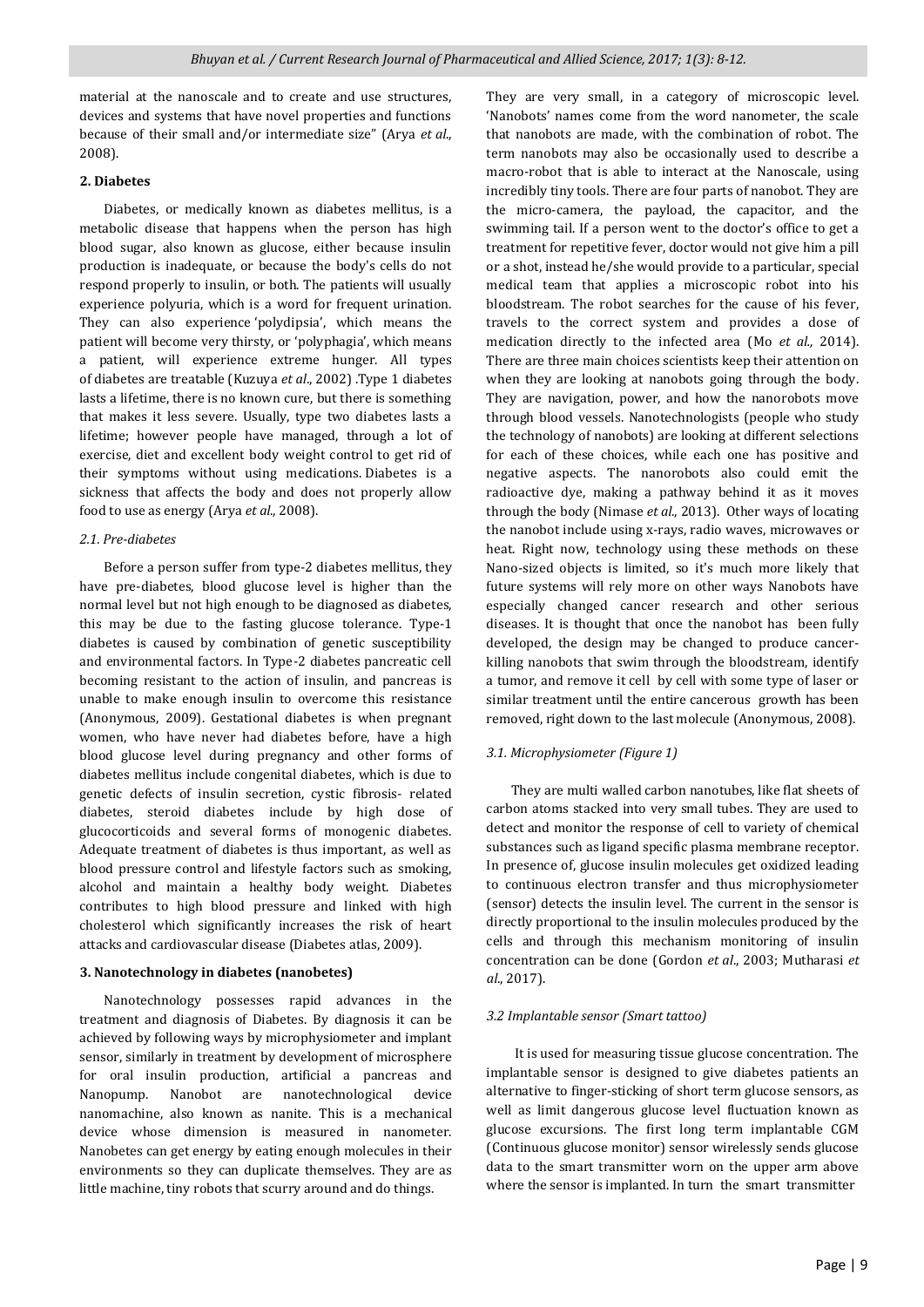material at the nanoscale and to create and use structures, devices and systems that have novel properties and functions because of their small and/or intermediate size" (Arya *et al*., 2008).

## 2. Diabetes

Diabetes, or medically known as diabetes mellitus, is a metabolic disease that happens when the person has high blood sugar, also known as glucose, either because insulin production is inadequate, or because the body's cells do not respond properly to insulin, or both. The patients will usually experience polyuria, which is a word for frequent urination. They can also experience 'polydipsia', which means the patient will become very thirsty, or 'polyphagia', which means a patient, will experience extreme hunger. All types of diabetes are treatable (Kuzuya *et al*., 2002) .Type 1 diabetes lasts a lifetime, there is no known cure, but there is something that makes it less severe. Usually, type two diabetes lasts a lifetime; however people have managed, through a lot of exercise, diet and excellent body weight control to get rid of their symptoms without using medications. Diabetes is a sickness that affects the body and does not properly allow food to use as energy (Arya *et al*., 2008).

### *2.1. Pre-diabetes*

Before a person suffer from type-2 diabetes mellitus, they have pre-diabetes, blood glucose level is higher than the normal level but not high enough to be diagnosed as diabetes, this may be due to the fasting glucose tolerance. Type-1 diabetes is caused by combination of genetic susceptibility and environmental factors. In Type-2 diabetes pancreatic cell becoming resistant to the action of insulin, and pancreas is unable to make enough insulin to overcome this resistance (Anonymous, 2009). Gestational diabetes is when pregnant women, who have never had diabetes before, have a high blood glucose level during pregnancy and other forms of diabetes mellitus include congenital diabetes, which is due to genetic defects of insulin secretion, cystic fibrosis- related diabetes, steroid diabetes include by high dose of glucocorticoids and several forms of monogenic diabetes. Adequate treatment of diabetes is thus important, as well as blood pressure control and lifestyle factors such as smoking, alcohol and maintain a healthy body weight. Diabetes contributes to high blood pressure and linked with high cholesterol which significantly increases the risk of heart attacks and cardiovascular disease (Diabetes atlas, 2009).

## 3. Nanotechnology in diabetes (nanobetes)

Nanotechnology possesses rapid advances in the treatment and diagnosis of Diabetes. By diagnosis it can be achieved by following ways by microphysiometer and implant sensor, similarly in treatment by development of microsphere for oral insulin production, artificial a pancreas and Nanopump. Nanobot are nanotechnological device nanomachine, also known as nanite. This is a mechanical device whose dimension is measured in nanometer. Nanobetes can get energy by eating enough molecules in their environments so they can duplicate themselves. They are as little machine, tiny robots that scurry around and do things. They are very small, in a category of microscopic level. 'Nanobots' names come from the word nanometer, the scale that nanobots are made, with the combination of robot. The term nanobots may also be occasionally used to describe a macro-robot that is able to interact at the Nanoscale, using incredibly tiny tools. There are four parts of nanobot. They are the micro-camera, the payload, the capacitor, and the swimming tail. If a person went to the doctor's office to get a treatment for repetitive fever, doctor would not give him a pill or a shot, instead he/she would provide to a particular, special medical team that applies a microscopic robot into his bloodstream. The robot searches for the cause of his fever, travels to the correct system and provides a dose of medication directly to the infected area (Mo *et al.,* 2014). There are three main choices scientists keep their attention on when they are looking at nanobots going through the body. They are navigation, power, and how the nanorobots move through blood vessels. Nanotechnologists (people who study the technology of nanobots) are looking at different selections for each of these choices, while each one has positive and negative aspects. The nanorobots also could emit the radioactive dye, making a pathway behind it as it moves through the body (Nimase *et al*., 2013). Other ways of locating the nanobot include using x-rays, radio waves, microwaves or heat. Right now, technology using these methods on these Nano-sized objects is limited, so it's much more likely that future systems will rely more on other ways Nanobots have especially changed cancer research and other serious diseases. It is thought that once the nanobot has been fully developed, the design may be changed to produce cancer-killing nanobots that swim through the bloodstream, identify a tumor, and remove it cell by cell with some type of laser or similar treatment until the entire cancerous growth has been removed, right down to the last molecule (Anonymous, 2008).

### *3.1. Microphysiometer (Figure 1)*

They are multi walled carbon nanotubes, like flat sheets of carbon atoms stacked into very small tubes. They are used to detect and monitor the response of cell to variety of chemical substances such as ligand specific plasma membrane receptor. In presence of, glucose insulin molecules get oxidized leading to continuous electron transfer and thus microphysiometer (sensor) detects the insulin level. The current in the sensor is directly proportional to the insulin molecules produced by the cells and through this mechanism monitoring of insulin concentration can be done (Gordon *et al*., 2003; Mutharasi *et al*., 2017).

### *3.2 Implantable sensor (Smart tattoo)*

It is used for measuring tissue glucose concentration. The implantable sensor is designed to give diabetes patients an alternative to finger-sticking of short term glucose sensors, as well as limit dangerous glucose level fluctuation known as glucose excursions. The first long term implantable CGM (Continuous glucose monitor) sensor wirelessly sends glucose data to the smart transmitter worn on the upper arm above where the sensor is implanted. In turn the smart transmitter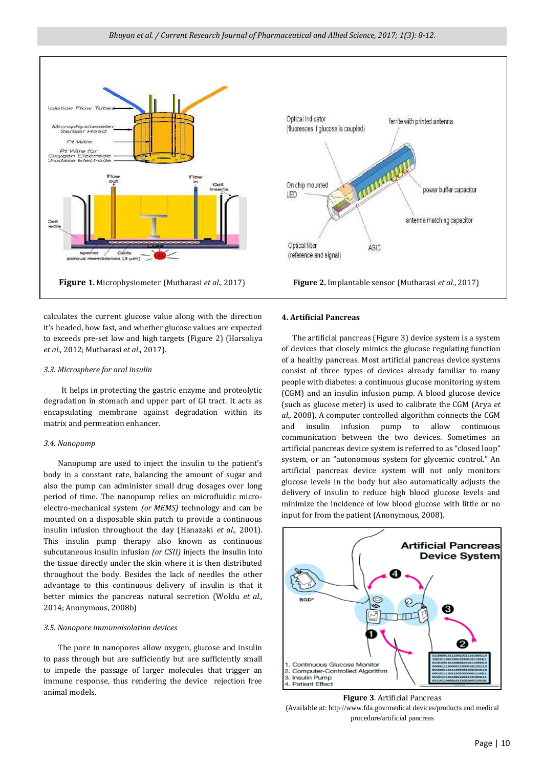**Figure 1.** Microphysiometer (Mutharasi *et al.*, 2017)

**Figure 2.** Implantable sensor (Mutharasi *et al.*, 2017)

calculates the current glucose value along with the direction it's headed, how fast, and whether glucose values are expected to exceeds pre-set low and high targets (Figure 2) (Harsoliya *et al.*, 2012; Mutharasi *et al*., 2017).

### *3.3. Microsphere for oral insulin*

It helps in protecting the gastric enzyme and proteolytic degradation in stomach and upper part of GI tract. It acts as encapsulating membrane against degradation within its matrix and permeation enhancer.

### *3.4. Nanopump*

Nanopump are used to inject the insulin to the patient's body in a constant rate, balancing the amount of sugar and also the pump can administer small drug dosages over long period of time. The nanopump relies on microfluidic micro-electro-mechanical system *(or MEMS)* technology and can be mounted on a disposable skin patch to provide a continuous insulin infusion throughout the day (Hanazaki *et al.,* 2001). This insulin pump therapy also known as continuous subcutaneous insulin infusion *(or CSII)* injects the insulin into the tissue directly under the skin where it is then distributed throughout the body. Besides the lack of needles the other advantage to this continuous delivery of insulin is that it better mimics the pancreas natural secretion (Woldu *et al.,* 2014; Anonymous, 2008b)

### *3.5. Nanopore immunoisolation devices*

The pore in nanopores allow oxygen, glucose and insulin to pass through but are sufficiently but are sufficiently small to impede the passage of larger molecules that trigger an immune response, thus rendering the device rejection free animal models.

## 4. Artificial Pancreas

The artificial pancreas (Figure 3) device system is a system of devices that closely mimics the glucose regulating function of a healthy pancreas. Most artificial pancreas device systems consist of three types of devices already familiar to many people with diabetes: a continuous glucose monitoring system (CGM) and an insulin infusion pump. A blood glucose device (such as glucose meter) is used to calibrate the CGM (Arya *et al.,* 2008). A computer controlled algorithm connects the CGM and insulin infusion pump to allow continuous communication between the two devices. Sometimes an artificial pancreas device system is referred to as "closed loop" system, or an "autonomous system for glycemic control." An artificial pancreas device system will not only monitors glucose levels in the body but also automatically adjusts the delivery of insulin to reduce high blood glucose levels and minimize the incidence of low blood glucose with little or no input for from the patient (Anonymous, 2008).

**Figure 3**. Artificial Pancreas
(Available at: http://www.fda.gov/medical devices/products and medical procedure/artificial pancreas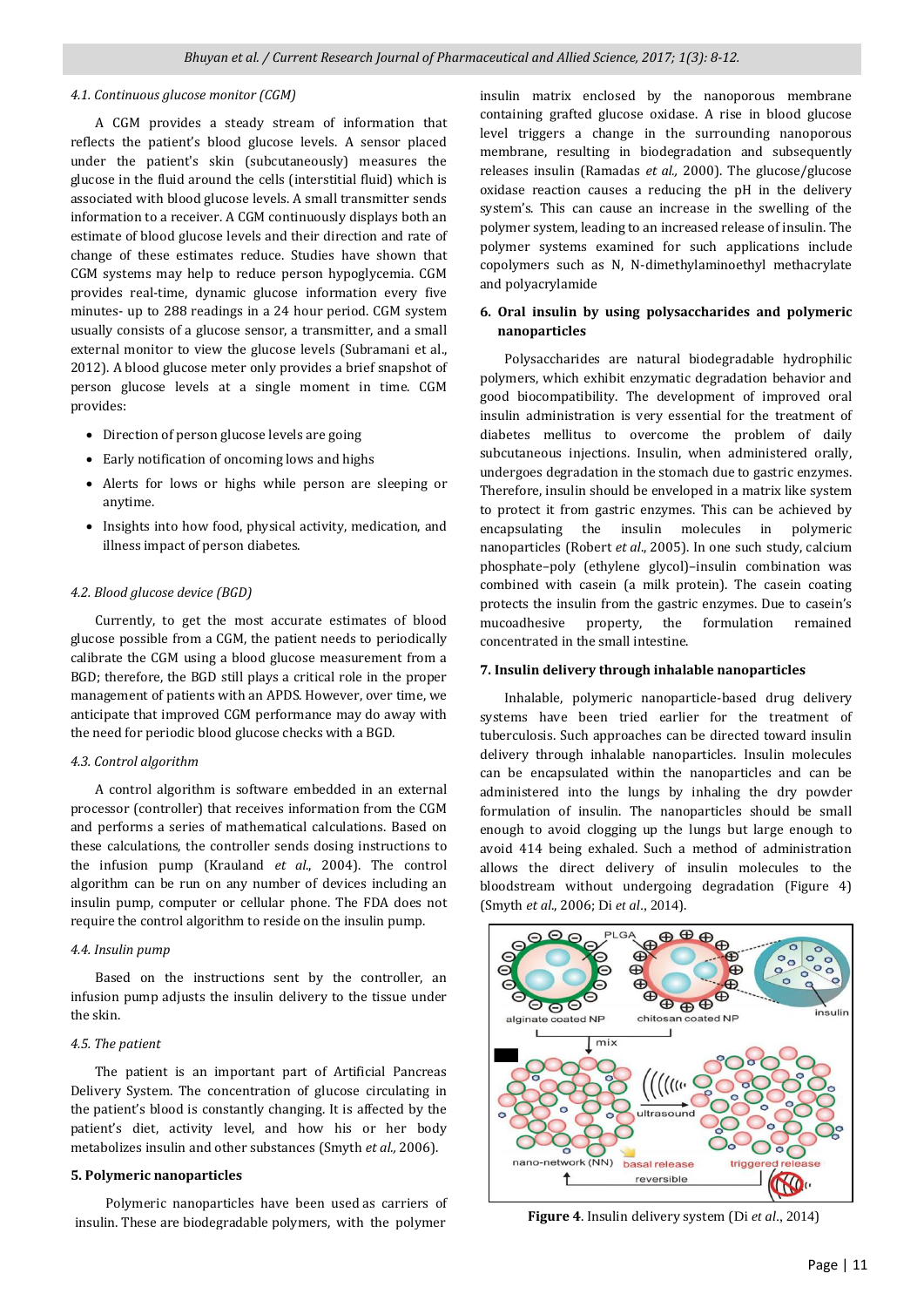#### 4.1. Continuous glucose monitor (CGM)

A CGM provides a steady stream of information that reflects the patient's blood glucose levels. A sensor placed under the patient's skin (subcutaneously) measures the glucose in the fluid around the cells (interstitial fluid) which is associated with blood glucose levels. A small transmitter sends information to a receiver. A CGM continuously displays both an estimate of blood glucose levels and their direction and rate of change of these estimates reduce. Studies have shown that CGM systems may help to reduce person hypoglycemia. CGM provides real-time, dynamic glucose information every five minutes- up to 288 readings in a 24 hour period. CGM system usually consists of a glucose sensor, a transmitter, and a small external monitor to view the glucose levels (Subramani et al., 2012). A blood glucose meter only provides a brief snapshot of person glucose levels at a single moment in time. CGM provides:

- Direction of person glucose levels are going
- Early notification of oncoming lows and highs
- Alerts for lows or highs while person are sleeping or anytime.
- Insights into how food, physical activity, medication, and illness impact of person diabetes.

#### 4.2. Blood glucose device (BGD)

Currently, to get the most accurate estimates of blood glucose possible from a CGM, the patient needs to periodically calibrate the CGM using a blood glucose measurement from a BGD; therefore, the BGD still plays a critical role in the proper management of patients with an APDS. However, over time, we anticipate that improved CGM performance may do away with the need for periodic blood glucose checks with a BGD.

#### 4.3. Control algorithm

A control algorithm is software embedded in an external processor (controller) that receives information from the CGM and performs a series of mathematical calculations. Based on these calculations, the controller sends dosing instructions to the infusion pump (Krauland *et al.*, 2004). The control algorithm can be run on any number of devices including an insulin pump, computer or cellular phone. The FDA does not require the control algorithm to reside on the insulin pump.

#### 4.4. Insulin pump

Based on the instructions sent by the controller, an infusion pump adjusts the insulin delivery to the tissue under the skin.

#### 4.5. The patient

The patient is an important part of Artificial Pancreas Delivery System. The concentration of glucose circulating in the patient's blood is constantly changing. It is affected by the patient's diet, activity level, and how his or her body metabolizes insulin and other substances (Smyth *et al.,* 2006).

### 5. Polymeric nanoparticles

Polymeric nanoparticles have been used as carriers of insulin. These are biodegradable polymers, with the polymer insulin matrix enclosed by the nanoporous membrane containing grafted glucose oxidase. A rise in blood glucose level triggers a change in the surrounding nanoporous membrane, resulting in biodegradation and subsequently releases insulin (Ramadas *et al.,* 2000). The glucose/glucose oxidase reaction causes a reducing the pH in the delivery system's. This can cause an increase in the swelling of the polymer system, leading to an increased release of insulin. The polymer systems examined for such applications include copolymers such as N, N-dimethylaminoethyl methacrylate and polyacrylamide

### 6. Oral insulin by using polysaccharides and polymeric nanoparticles

Polysaccharides are natural biodegradable hydrophilic polymers, which exhibit enzymatic degradation behavior and good biocompatibility. The development of improved oral insulin administration is very essential for the treatment of diabetes mellitus to overcome the problem of daily subcutaneous injections. Insulin, when administered orally, undergoes degradation in the stomach due to gastric enzymes. Therefore, insulin should be enveloped in a matrix like system to protect it from gastric enzymes. This can be achieved by encapsulating the insulin molecules in polymeric nanoparticles (Robert *et al*., 2005). In one such study, calcium phosphate–poly (ethylene glycol)–insulin combination was combined with casein (a milk protein). The casein coating protects the insulin from the gastric enzymes. Due to casein's mucoadhesive property, the formulation remained concentrated in the small intestine.

### 7. Insulin delivery through inhalable nanoparticles

Inhalable, polymeric nanoparticle-based drug delivery systems have been tried earlier for the treatment of tuberculosis. Such approaches can be directed toward insulin delivery through inhalable nanoparticles. Insulin molecules can be encapsulated within the nanoparticles and can be administered into the lungs by inhaling the dry powder formulation of insulin. The nanoparticles should be small enough to avoid clogging up the lungs but large enough to avoid 414 being exhaled. Such a method of administration allows the direct delivery of insulin molecules to the bloodstream without undergoing degradation (Figure 4) (Smyth *et al*., 2006; Di *et al*., 2014).

**Figure 4**. Insulin delivery system (Di *et al*., 2014)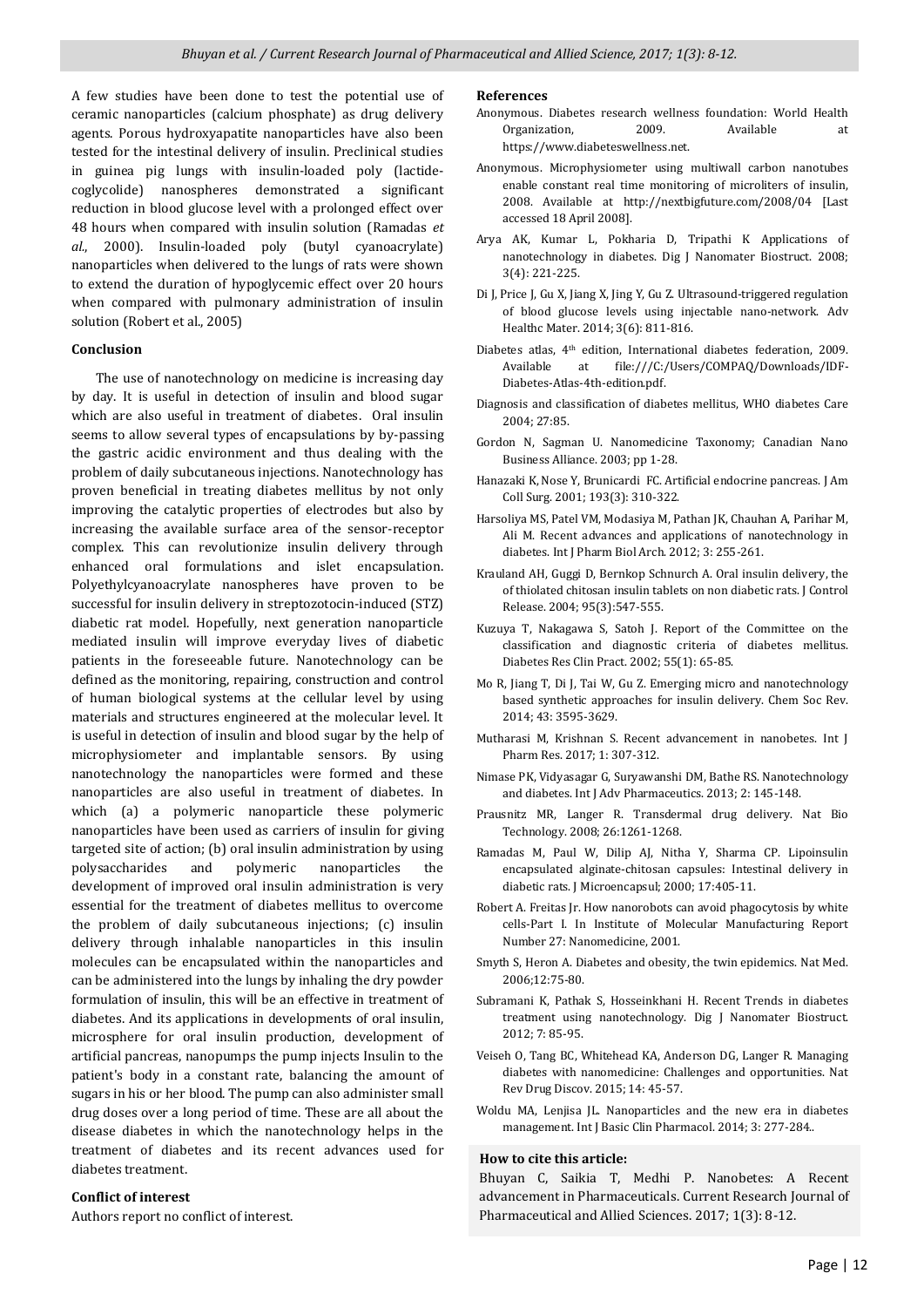A few studies have been done to test the potential use of ceramic nanoparticles (calcium phosphate) as drug delivery agents. Porous hydroxyapatite nanoparticles have also been tested for the intestinal delivery of insulin. Preclinical studies in guinea pig lungs with insulin-loaded poly (lactide-coglycolide) nanospheres demonstrated a significant reduction in blood glucose level with a prolonged effect over 48 hours when compared with insulin solution (Ramadas *et al.*, 2000). Insulin-loaded poly (butyl cyanoacrylate) nanoparticles when delivered to the lungs of rats were shown to extend the duration of hypoglycemic effect over 20 hours when compared with pulmonary administration of insulin solution (Robert et al., 2005)

### Conclusion

The use of nanotechnology on medicine is increasing day by day. It is useful in detection of insulin and blood sugar which are also useful in treatment of diabetes. Oral insulin seems to allow several types of encapsulations by by-passing the gastric acidic environment and thus dealing with the problem of daily subcutaneous injections. Nanotechnology has proven beneficial in treating diabetes mellitus by not only improving the catalytic properties of electrodes but also by increasing the available surface area of the sensor-receptor complex. This can revolutionize insulin delivery through enhanced oral formulations and islet encapsulation. Polyethylcyanoacrylate nanospheres have proven to be successful for insulin delivery in streptozotocin-induced (STZ) diabetic rat model. Hopefully, next generation nanoparticle mediated insulin will improve everyday lives of diabetic patients in the foreseeable future. Nanotechnology can be defined as the monitoring, repairing, construction and control of human biological systems at the cellular level by using materials and structures engineered at the molecular level. It is useful in detection of insulin and blood sugar by the help of microphysiometer and implantable sensors. By using nanotechnology the nanoparticles were formed and these nanoparticles are also useful in treatment of diabetes. In which (a) a polymeric nanoparticle these polymeric nanoparticles have been used as carriers of insulin for giving targeted site of action; (b) oral insulin administration by using polysaccharides and polymeric nanoparticles the development of improved oral insulin administration is very essential for the treatment of diabetes mellitus to overcome the problem of daily subcutaneous injections; (c) insulin delivery through inhalable nanoparticles in this insulin molecules can be encapsulated within the nanoparticles and can be administered into the lungs by inhaling the dry powder formulation of insulin, this will be an effective in treatment of diabetes. And its applications in developments of oral insulin, microsphere for oral insulin production, development of artificial pancreas, nanopumps the pump injects Insulin to the patient's body in a constant rate, balancing the amount of sugars in his or her blood. The pump can also administer small drug doses over a long period of time. These are all about the disease diabetes in which the nanotechnology helps in the treatment of diabetes and its recent advances used for diabetes treatment.

### Conflict of interest

Authors report no conflict of interest.

### References

Anonymous. Diabetes research wellness foundation: World Health Organization, 2009. Available at https://www.diabeteswellness.net.

Anonymous. Microphysiometer using multiwall carbon nanotubes enable constant real time monitoring of microliters of insulin, 2008. Available at http://nextbigfuture.com/2008/04 [Last accessed 18 April 2008].

Arya AK, Kumar L, Pokharia D, Tripathi K Applications of nanotechnology in diabetes. Dig J Nanomater Biostruct. 2008; 3(4): 221-225.

Di J, Price J, Gu X, Jiang X, Jing Y, Gu Z. Ultrasound-triggered regulation of blood glucose levels using injectable nano-network. Adv Healthc Mater. 2014; 3(6): 811-816.

Diabetes atlas, 4th edition, International diabetes federation, 2009. Available at file:///C:/Users/COMPAQ/Downloads/IDF-Diabetes-Atlas-4th-edition.pdf.

Diagnosis and classification of diabetes mellitus, WHO diabetes Care 2004; 27:85.

Gordon N, Sagman U. Nanomedicine Taxonomy; Canadian Nano Business Alliance. 2003; pp 1-28.

Hanazaki K, Nose Y, Brunicardi FC. Artificial endocrine pancreas. J Am Coll Surg. 2001; 193(3): 310-322.

Harsoliya MS, Patel VM, Modasiya M, Pathan JK, Chauhan A, Parihar M, Ali M. Recent advances and applications of nanotechnology in diabetes. Int J Pharm Biol Arch. 2012; 3: 255-261.

Krauland AH, Guggi D, Bernkop Schnurch A. Oral insulin delivery, the of thiolated chitosan insulin tablets on non diabetic rats. J Control Release. 2004; 95(3):547-555.

Kuzuya T, Nakagawa S, Satoh J. Report of the Committee on the classification and diagnostic criteria of diabetes mellitus. Diabetes Res Clin Pract. 2002; 55(1): 65-85.

Mo R, Jiang T, Di J, Tai W, Gu Z. Emerging micro and nanotechnology based synthetic approaches for insulin delivery. Chem Soc Rev. 2014; 43: 3595-3629.

Mutharasi M, Krishnan S. Recent advancement in nanobetes. Int J Pharm Res. 2017; 1: 307-312.

Nimase PK, Vidyasagar G, Suryawanshi DM, Bathe RS. Nanotechnology and diabetes. Int J Adv Pharmaceutics. 2013; 2: 145-148.

Prausnitz MR, Langer R. Transdermal drug delivery. Nat Bio Technology. 2008; 26:1261-1268.

Ramadas M, Paul W, Dilip AJ, Nitha Y, Sharma CP. Lipoinsulin encapsulated alginate-chitosan capsules: Intestinal delivery in diabetic rats. J Microencapsul; 2000; 17:405-11.

Robert A. Freitas Jr. How nanorobots can avoid phagocytosis by white cells-Part I. In Institute of Molecular Manufacturing Report Number 27: Nanomedicine, 2001.

Smyth S, Heron A. Diabetes and obesity, the twin epidemics. Nat Med. 2006;12:75-80.

Subramani K, Pathak S, Hosseinkhani H. Recent Trends in diabetes treatment using nanotechnology. Dig J Nanomater Biostruct. 2012; 7: 85-95.

Veiseh O, Tang BC, Whitehead KA, Anderson DG, Langer R. Managing diabetes with nanomedicine: Challenges and opportunities. Nat Rev Drug Discov. 2015; 14: 45-57.

Woldu MA, Lenjisa JL. Nanoparticles and the new era in diabetes management. Int J Basic Clin Pharmacol. 2014; 3: 277-284..

**How to cite this article:**

Bhuyan C, Saikia T, Medhi P. Nanobetes: A Recent advancement in Pharmaceuticals. Current Research Journal of Pharmaceutical and Allied Sciences. 2017; 1(3): 8-12.